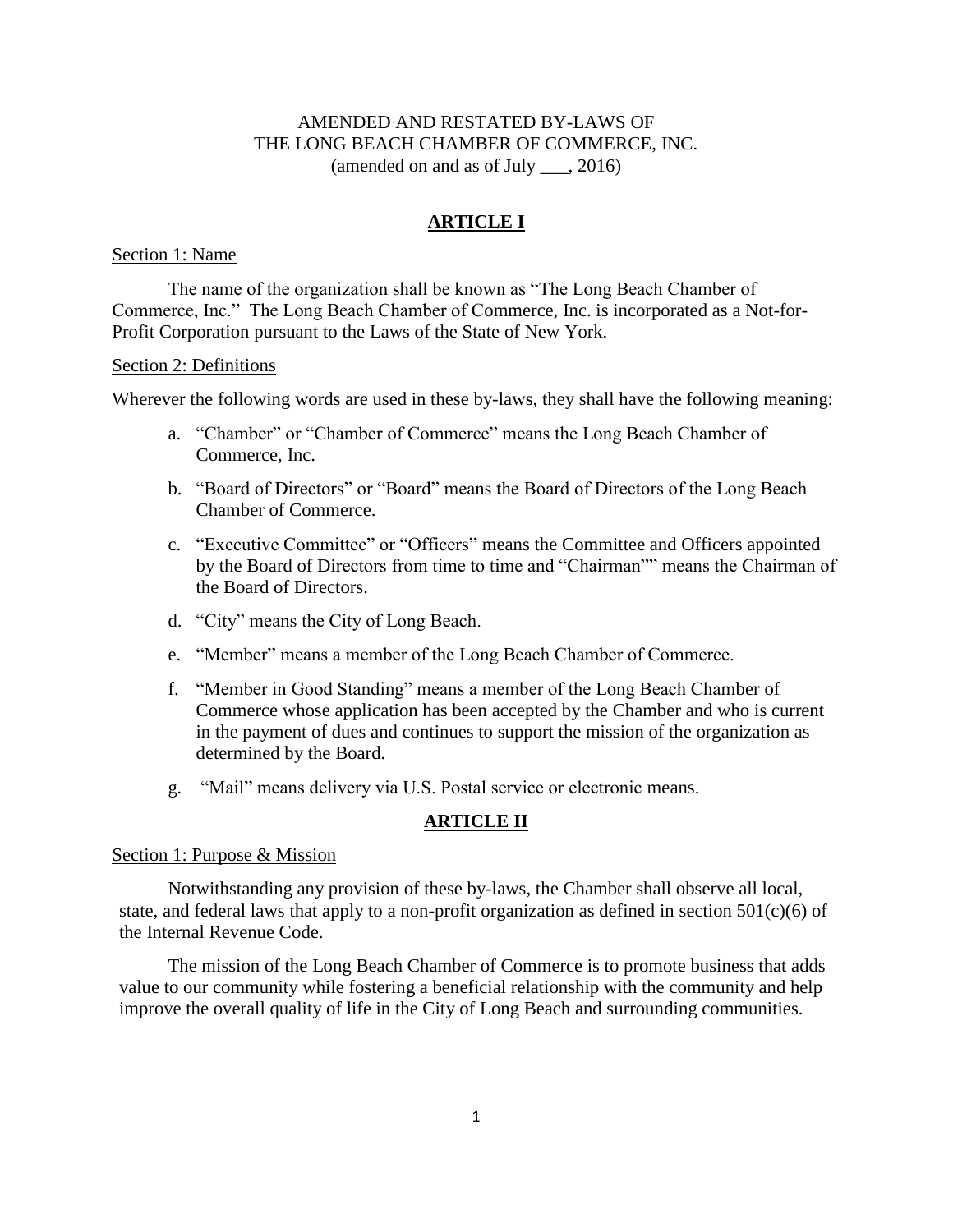# AMENDED AND RESTATED BY-LAWS OF THE LONG BEACH CHAMBER OF COMMERCE, INC.

(amended on and as of July ___, 2016)

## ARTICLE I

### Section 1: Name

The name of the organization shall be known as "The Long Beach Chamber of Commerce, Inc." The Long Beach Chamber of Commerce, Inc. is incorporated as a Not-for-Profit Corporation pursuant to the Laws of the State of New York.

### Section 2: Definitions

Wherever the following words are used in these by-laws, they shall have the following meaning:

a. "Chamber" or "Chamber of Commerce" means the Long Beach Chamber of Commerce, Inc.

b. "Board of Directors" or "Board" means the Board of Directors of the Long Beach Chamber of Commerce.

c. "Executive Committee" or "Officers" means the Committee and Officers appointed by the Board of Directors from time to time and "Chairman"" means the Chairman of the Board of Directors.

d. "City" means the City of Long Beach.

e. "Member" means a member of the Long Beach Chamber of Commerce.

f. "Member in Good Standing" means a member of the Long Beach Chamber of Commerce whose application has been accepted by the Chamber and who is current in the payment of dues and continues to support the mission of the organization as determined by the Board.

g. "Mail" means delivery via U.S. Postal service or electronic means.

## ARTICLE II

### Section 1: Purpose & Mission

Notwithstanding any provision of these by-laws, the Chamber shall observe all local, state, and federal laws that apply to a non-profit organization as defined in section 501(c)(6) of the Internal Revenue Code.

The mission of the Long Beach Chamber of Commerce is to promote business that adds value to our community while fostering a beneficial relationship with the community and help improve the overall quality of life in the City of Long Beach and surrounding communities.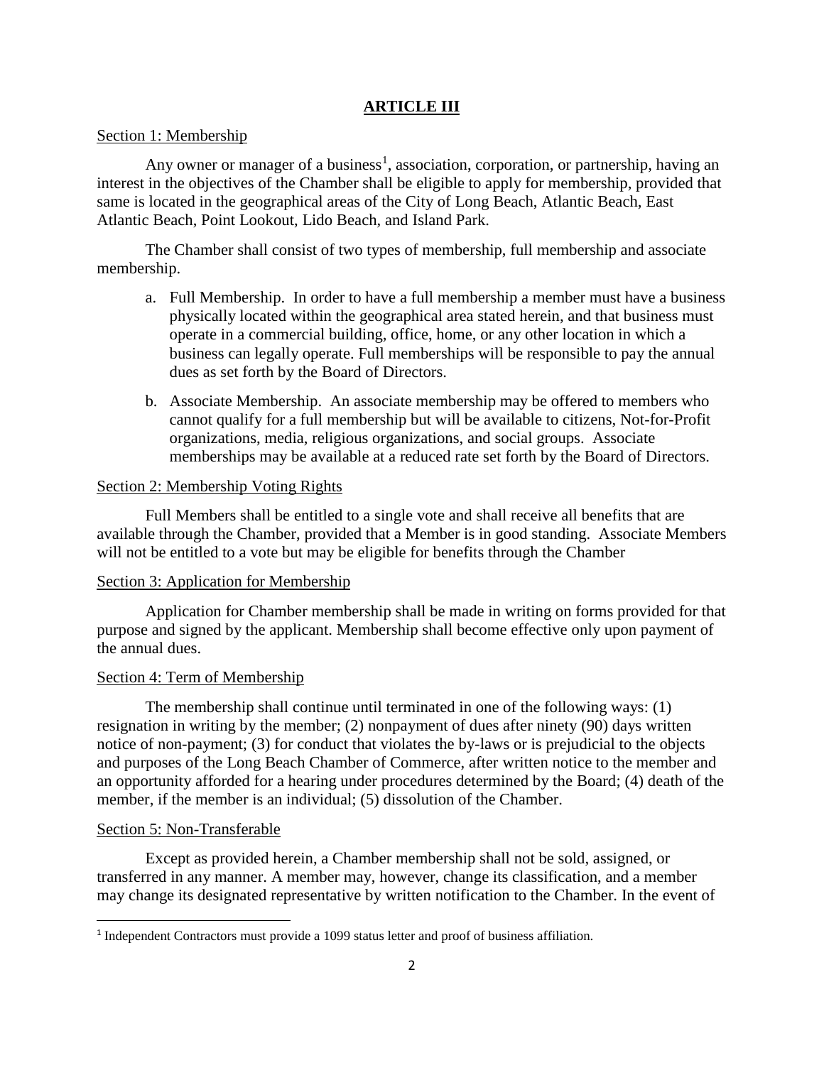## ARTICLE III

Section 1: Membership

Any owner or manager of a business[1], association, corporation, or partnership, having an interest in the objectives of the Chamber shall be eligible to apply for membership, provided that same is located in the geographical areas of the City of Long Beach, Atlantic Beach, East Atlantic Beach, Point Lookout, Lido Beach, and Island Park.

The Chamber shall consist of two types of membership, full membership and associate membership.

a. Full Membership. In order to have a full membership a member must have a business physically located within the geographical area stated herein, and that business must operate in a commercial building, office, home, or any other location in which a business can legally operate. Full memberships will be responsible to pay the annual dues as set forth by the Board of Directors.

b. Associate Membership. An associate membership may be offered to members who cannot qualify for a full membership but will be available to citizens, Not-for-Profit organizations, media, religious organizations, and social groups. Associate memberships may be available at a reduced rate set forth by the Board of Directors.

Section 2: Membership Voting Rights

Full Members shall be entitled to a single vote and shall receive all benefits that are available through the Chamber, provided that a Member is in good standing. Associate Members will not be entitled to a vote but may be eligible for benefits through the Chamber

Section 3: Application for Membership

Application for Chamber membership shall be made in writing on forms provided for that purpose and signed by the applicant. Membership shall become effective only upon payment of the annual dues.

Section 4: Term of Membership

The membership shall continue until terminated in one of the following ways: (1) resignation in writing by the member; (2) nonpayment of dues after ninety (90) days written notice of non-payment; (3) for conduct that violates the by-laws or is prejudicial to the objects and purposes of the Long Beach Chamber of Commerce, after written notice to the member and an opportunity afforded for a hearing under procedures determined by the Board; (4) death of the member, if the member is an individual; (5) dissolution of the Chamber.

Section 5: Non-Transferable

Except as provided herein, a Chamber membership shall not be sold, assigned, or transferred in any manner. A member may, however, change its classification, and a member may change its designated representative by written notification to the Chamber. In the event of

[1] Independent Contractors must provide a 1099 status letter and proof of business affiliation.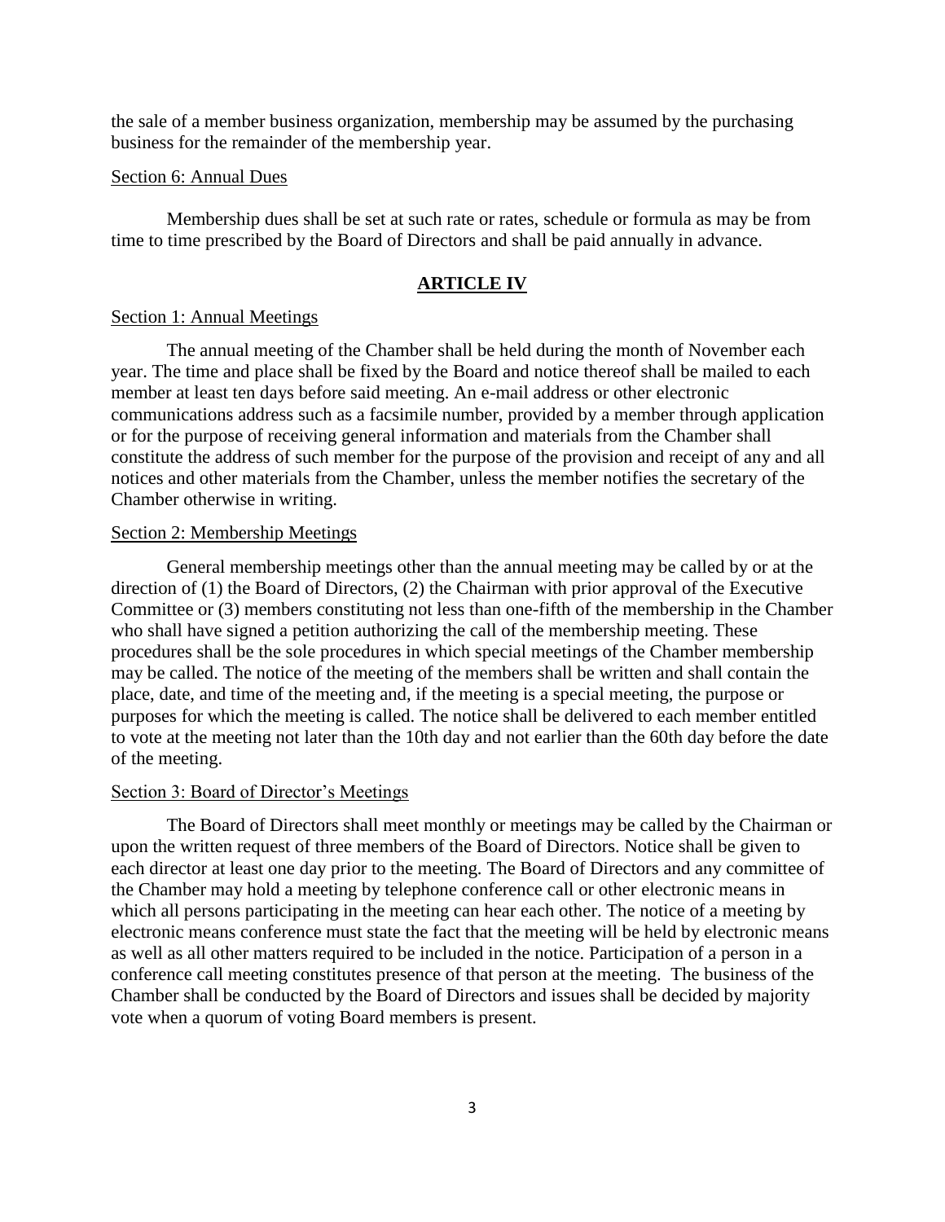the sale of a member business organization, membership may be assumed by the purchasing business for the remainder of the membership year.

Section 6: Annual Dues

Membership dues shall be set at such rate or rates, schedule or formula as may be from time to time prescribed by the Board of Directors and shall be paid annually in advance.

## ARTICLE IV

Section 1: Annual Meetings

The annual meeting of the Chamber shall be held during the month of November each year. The time and place shall be fixed by the Board and notice thereof shall be mailed to each member at least ten days before said meeting. An e-mail address or other electronic communications address such as a facsimile number, provided by a member through application or for the purpose of receiving general information and materials from the Chamber shall constitute the address of such member for the purpose of the provision and receipt of any and all notices and other materials from the Chamber, unless the member notifies the secretary of the Chamber otherwise in writing.

Section 2: Membership Meetings

General membership meetings other than the annual meeting may be called by or at the direction of (1) the Board of Directors, (2) the Chairman with prior approval of the Executive Committee or (3) members constituting not less than one-fifth of the membership in the Chamber who shall have signed a petition authorizing the call of the membership meeting. These procedures shall be the sole procedures in which special meetings of the Chamber membership may be called. The notice of the meeting of the members shall be written and shall contain the place, date, and time of the meeting and, if the meeting is a special meeting, the purpose or purposes for which the meeting is called. The notice shall be delivered to each member entitled to vote at the meeting not later than the 10th day and not earlier than the 60th day before the date of the meeting.

Section 3: Board of Director's Meetings

The Board of Directors shall meet monthly or meetings may be called by the Chairman or upon the written request of three members of the Board of Directors. Notice shall be given to each director at least one day prior to the meeting. The Board of Directors and any committee of the Chamber may hold a meeting by telephone conference call or other electronic means in which all persons participating in the meeting can hear each other. The notice of a meeting by electronic means conference must state the fact that the meeting will be held by electronic means as well as all other matters required to be included in the notice. Participation of a person in a conference call meeting constitutes presence of that person at the meeting. The business of the Chamber shall be conducted by the Board of Directors and issues shall be decided by majority vote when a quorum of voting Board members is present.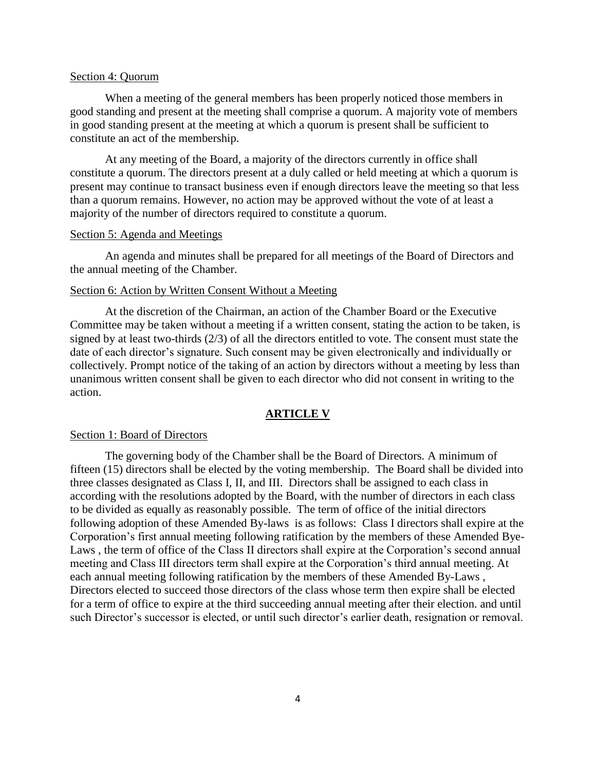Section 4: Quorum

When a meeting of the general members has been properly noticed those members in good standing and present at the meeting shall comprise a quorum. A majority vote of members in good standing present at the meeting at which a quorum is present shall be sufficient to constitute an act of the membership.

At any meeting of the Board, a majority of the directors currently in office shall constitute a quorum. The directors present at a duly called or held meeting at which a quorum is present may continue to transact business even if enough directors leave the meeting so that less than a quorum remains. However, no action may be approved without the vote of at least a majority of the number of directors required to constitute a quorum.

Section 5: Agenda and Meetings

An agenda and minutes shall be prepared for all meetings of the Board of Directors and the annual meeting of the Chamber.

Section 6: Action by Written Consent Without a Meeting

At the discretion of the Chairman, an action of the Chamber Board or the Executive Committee may be taken without a meeting if a written consent, stating the action to be taken, is signed by at least two-thirds (2/3) of all the directors entitled to vote. The consent must state the date of each director's signature. Such consent may be given electronically and individually or collectively. Prompt notice of the taking of an action by directors without a meeting by less than unanimous written consent shall be given to each director who did not consent in writing to the action.

## ARTICLE V

Section 1: Board of Directors

The governing body of the Chamber shall be the Board of Directors. A minimum of fifteen (15) directors shall be elected by the voting membership. The Board shall be divided into three classes designated as Class I, II, and III. Directors shall be assigned to each class in according with the resolutions adopted by the Board, with the number of directors in each class to be divided as equally as reasonably possible. The term of office of the initial directors following adoption of these Amended By-laws is as follows: Class I directors shall expire at the Corporation's first annual meeting following ratification by the members of these Amended Bye-Laws , the term of office of the Class II directors shall expire at the Corporation's second annual meeting and Class III directors term shall expire at the Corporation's third annual meeting. At each annual meeting following ratification by the members of these Amended By-Laws , Directors elected to succeed those directors of the class whose term then expire shall be elected for a term of office to expire at the third succeeding annual meeting after their election. and until such Director's successor is elected, or until such director's earlier death, resignation or removal.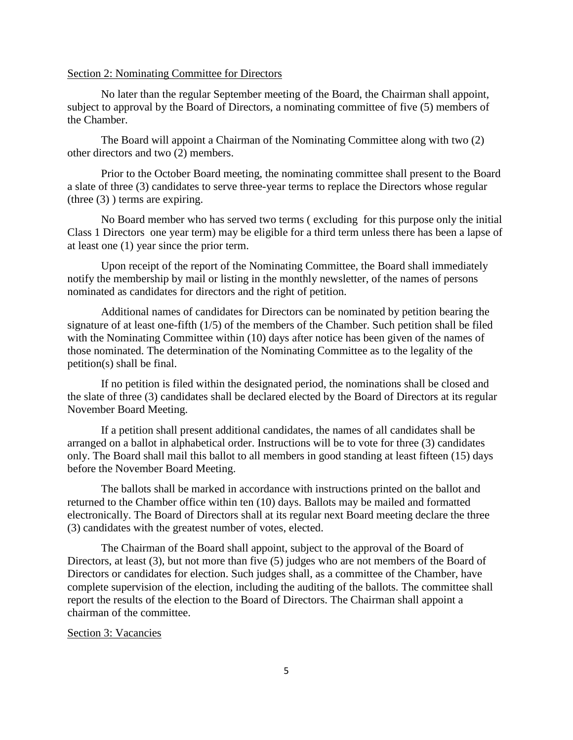Section 2: Nominating Committee for Directors

No later than the regular September meeting of the Board, the Chairman shall appoint, subject to approval by the Board of Directors, a nominating committee of five (5) members of the Chamber.

The Board will appoint a Chairman of the Nominating Committee along with two (2) other directors and two (2) members.

Prior to the October Board meeting, the nominating committee shall present to the Board a slate of three (3) candidates to serve three-year terms to replace the Directors whose regular (three (3) ) terms are expiring.

No Board member who has served two terms ( excluding for this purpose only the initial Class 1 Directors one year term) may be eligible for a third term unless there has been a lapse of at least one (1) year since the prior term.

Upon receipt of the report of the Nominating Committee, the Board shall immediately notify the membership by mail or listing in the monthly newsletter, of the names of persons nominated as candidates for directors and the right of petition.

Additional names of candidates for Directors can be nominated by petition bearing the signature of at least one-fifth (1/5) of the members of the Chamber. Such petition shall be filed with the Nominating Committee within (10) days after notice has been given of the names of those nominated. The determination of the Nominating Committee as to the legality of the petition(s) shall be final.

If no petition is filed within the designated period, the nominations shall be closed and the slate of three (3) candidates shall be declared elected by the Board of Directors at its regular November Board Meeting.

If a petition shall present additional candidates, the names of all candidates shall be arranged on a ballot in alphabetical order. Instructions will be to vote for three (3) candidates only. The Board shall mail this ballot to all members in good standing at least fifteen (15) days before the November Board Meeting.

The ballots shall be marked in accordance with instructions printed on the ballot and returned to the Chamber office within ten (10) days. Ballots may be mailed and formatted electronically. The Board of Directors shall at its regular next Board meeting declare the three (3) candidates with the greatest number of votes, elected.

The Chairman of the Board shall appoint, subject to the approval of the Board of Directors, at least (3), but not more than five (5) judges who are not members of the Board of Directors or candidates for election. Such judges shall, as a committee of the Chamber, have complete supervision of the election, including the auditing of the ballots. The committee shall report the results of the election to the Board of Directors. The Chairman shall appoint a chairman of the committee.

Section 3: Vacancies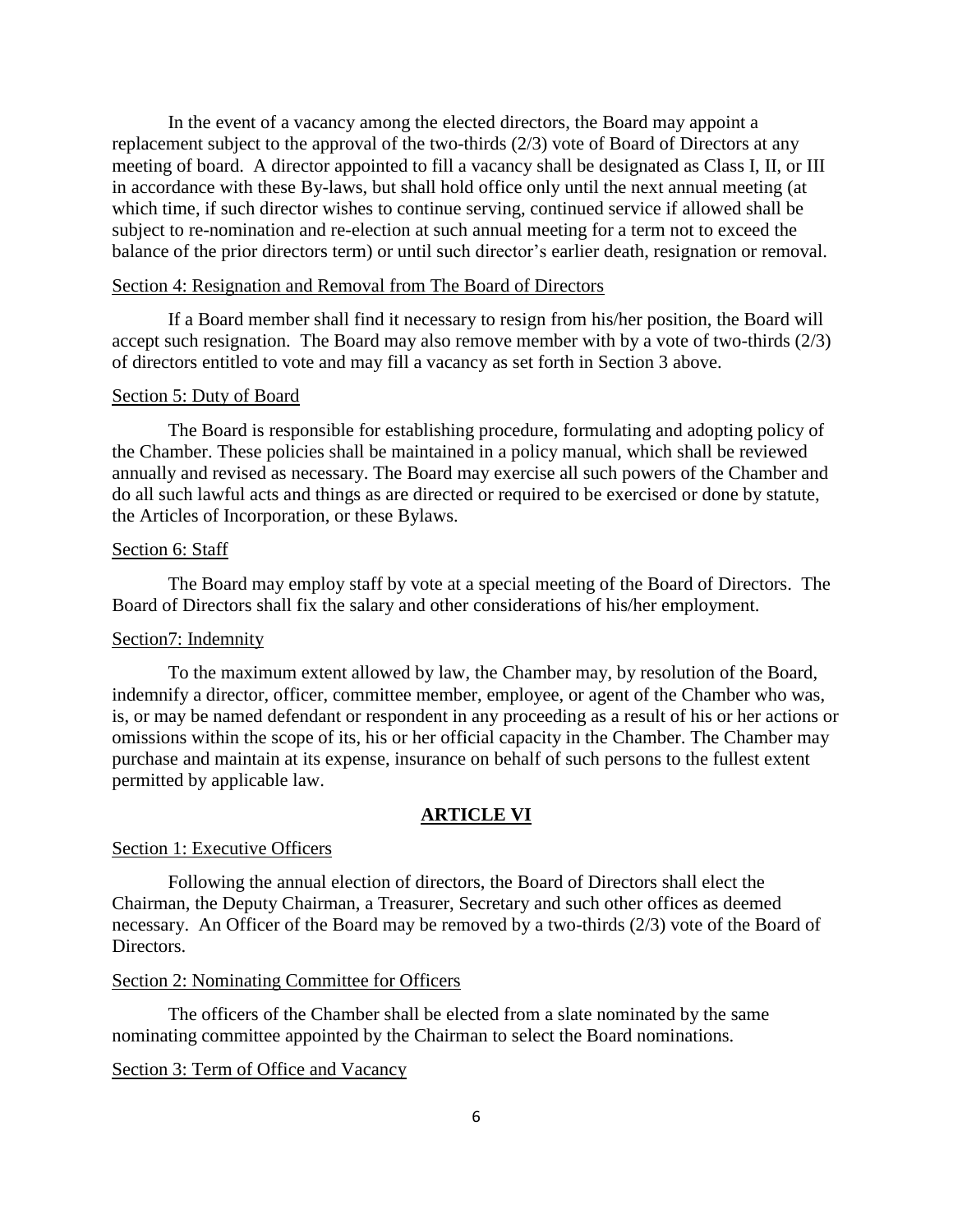In the event of a vacancy among the elected directors, the Board may appoint a replacement subject to the approval of the two-thirds (2/3) vote of Board of Directors at any meeting of board. A director appointed to fill a vacancy shall be designated as Class I, II, or III in accordance with these By-laws, but shall hold office only until the next annual meeting (at which time, if such director wishes to continue serving, continued service if allowed shall be subject to re-nomination and re-election at such annual meeting for a term not to exceed the balance of the prior directors term) or until such director's earlier death, resignation or removal.

Section 4: Resignation and Removal from The Board of Directors

If a Board member shall find it necessary to resign from his/her position, the Board will accept such resignation. The Board may also remove member with by a vote of two-thirds (2/3) of directors entitled to vote and may fill a vacancy as set forth in Section 3 above.

Section 5: Duty of Board

The Board is responsible for establishing procedure, formulating and adopting policy of the Chamber. These policies shall be maintained in a policy manual, which shall be reviewed annually and revised as necessary. The Board may exercise all such powers of the Chamber and do all such lawful acts and things as are directed or required to be exercised or done by statute, the Articles of Incorporation, or these Bylaws.

Section 6: Staff

The Board may employ staff by vote at a special meeting of the Board of Directors. The Board of Directors shall fix the salary and other considerations of his/her employment.

Section7: Indemnity

To the maximum extent allowed by law, the Chamber may, by resolution of the Board, indemnify a director, officer, committee member, employee, or agent of the Chamber who was, is, or may be named defendant or respondent in any proceeding as a result of his or her actions or omissions within the scope of its, his or her official capacity in the Chamber. The Chamber may purchase and maintain at its expense, insurance on behalf of such persons to the fullest extent permitted by applicable law.

## ARTICLE VI

Section 1: Executive Officers

Following the annual election of directors, the Board of Directors shall elect the Chairman, the Deputy Chairman, a Treasurer, Secretary and such other offices as deemed necessary. An Officer of the Board may be removed by a two-thirds (2/3) vote of the Board of Directors.

Section 2: Nominating Committee for Officers

The officers of the Chamber shall be elected from a slate nominated by the same nominating committee appointed by the Chairman to select the Board nominations.

Section 3: Term of Office and Vacancy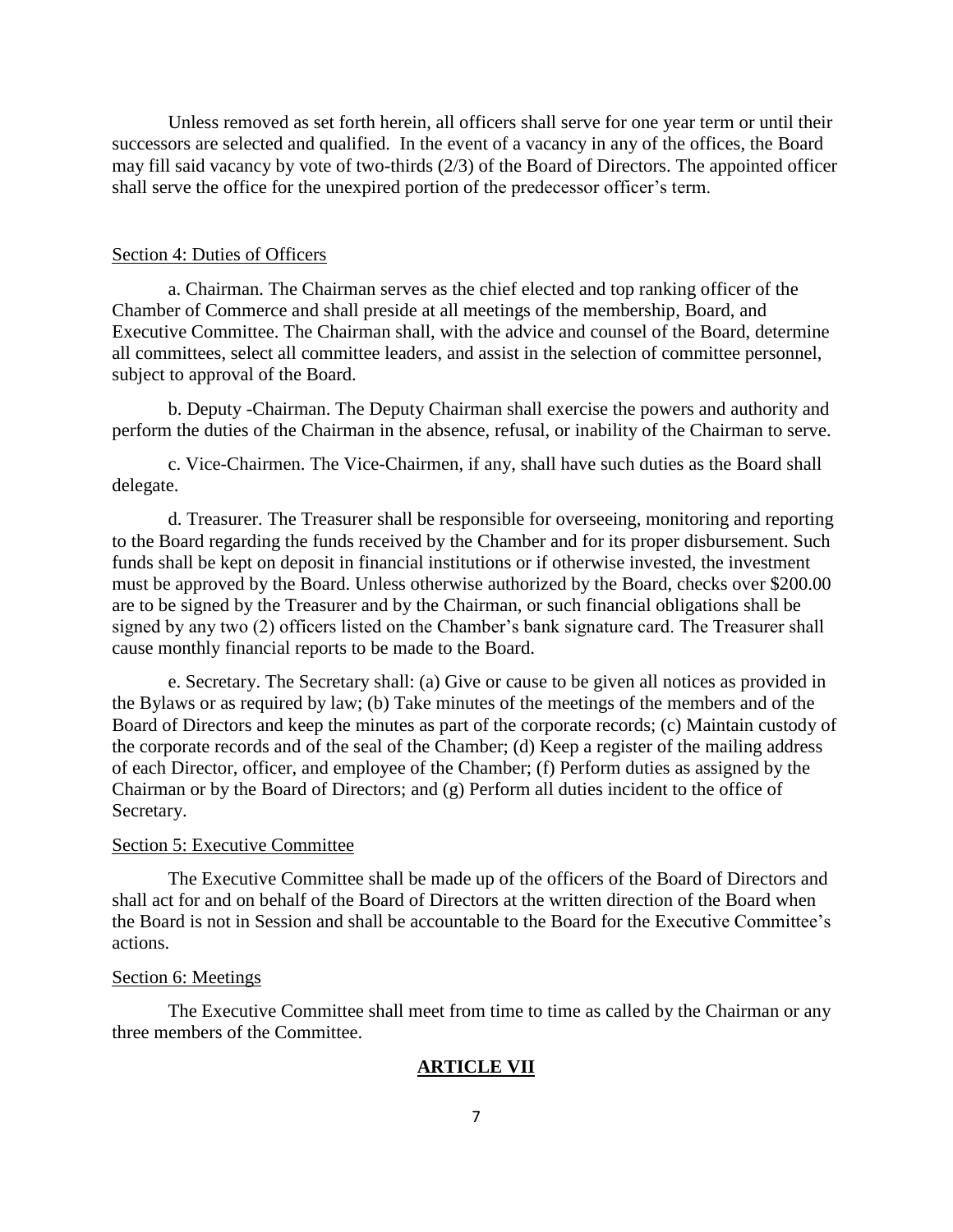Unless removed as set forth herein, all officers shall serve for one year term or until their successors are selected and qualified. In the event of a vacancy in any of the offices, the Board may fill said vacancy by vote of two-thirds (2/3) of the Board of Directors. The appointed officer shall serve the office for the unexpired portion of the predecessor officer's term.

Section 4: Duties of Officers

a. Chairman. The Chairman serves as the chief elected and top ranking officer of the Chamber of Commerce and shall preside at all meetings of the membership, Board, and Executive Committee. The Chairman shall, with the advice and counsel of the Board, determine all committees, select all committee leaders, and assist in the selection of committee personnel, subject to approval of the Board.

b. Deputy -Chairman. The Deputy Chairman shall exercise the powers and authority and perform the duties of the Chairman in the absence, refusal, or inability of the Chairman to serve.

c. Vice-Chairmen. The Vice-Chairmen, if any, shall have such duties as the Board shall delegate.

d. Treasurer. The Treasurer shall be responsible for overseeing, monitoring and reporting to the Board regarding the funds received by the Chamber and for its proper disbursement. Such funds shall be kept on deposit in financial institutions or if otherwise invested, the investment must be approved by the Board. Unless otherwise authorized by the Board, checks over $200.00 are to be signed by the Treasurer and by the Chairman, or such financial obligations shall be signed by any two (2) officers listed on the Chamber's bank signature card. The Treasurer shall cause monthly financial reports to be made to the Board.

e. Secretary. The Secretary shall: (a) Give or cause to be given all notices as provided in the Bylaws or as required by law; (b) Take minutes of the meetings of the members and of the Board of Directors and keep the minutes as part of the corporate records; (c) Maintain custody of the corporate records and of the seal of the Chamber; (d) Keep a register of the mailing address of each Director, officer, and employee of the Chamber; (f) Perform duties as assigned by the Chairman or by the Board of Directors; and (g) Perform all duties incident to the office of Secretary.

Section 5: Executive Committee

The Executive Committee shall be made up of the officers of the Board of Directors and shall act for and on behalf of the Board of Directors at the written direction of the Board when the Board is not in Session and shall be accountable to the Board for the Executive Committee's actions.

Section 6: Meetings

The Executive Committee shall meet from time to time as called by the Chairman or any three members of the Committee.

## ARTICLE VII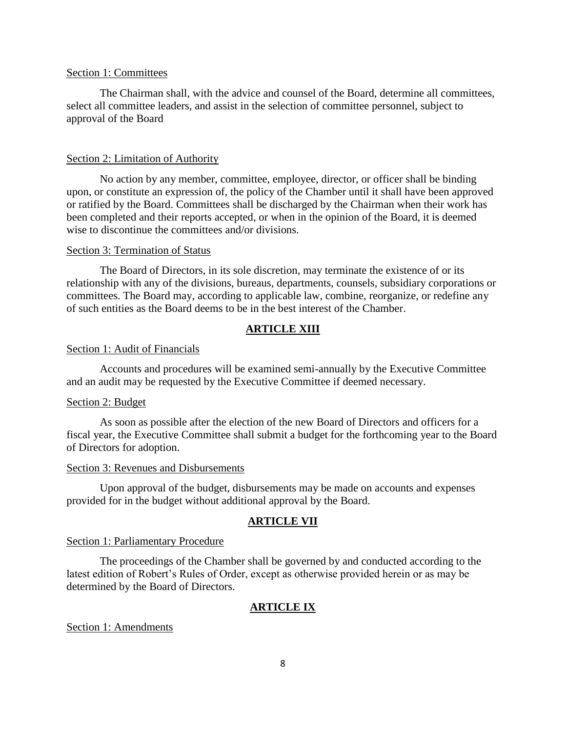Section 1: Committees

The Chairman shall, with the advice and counsel of the Board, determine all committees, select all committee leaders, and assist in the selection of committee personnel, subject to approval of the Board

Section 2: Limitation of Authority

No action by any member, committee, employee, director, or officer shall be binding upon, or constitute an expression of, the policy of the Chamber until it shall have been approved or ratified by the Board. Committees shall be discharged by the Chairman when their work has been completed and their reports accepted, or when in the opinion of the Board, it is deemed wise to discontinue the committees and/or divisions.

Section 3: Termination of Status

The Board of Directors, in its sole discretion, may terminate the existence of or its relationship with any of the divisions, bureaus, departments, counsels, subsidiary corporations or committees. The Board may, according to applicable law, combine, reorganize, or redefine any of such entities as the Board deems to be in the best interest of the Chamber.

## ARTICLE XIII

Section 1: Audit of Financials

Accounts and procedures will be examined semi-annually by the Executive Committee and an audit may be requested by the Executive Committee if deemed necessary.

Section 2: Budget

As soon as possible after the election of the new Board of Directors and officers for a fiscal year, the Executive Committee shall submit a budget for the forthcoming year to the Board of Directors for adoption.

Section 3: Revenues and Disbursements

Upon approval of the budget, disbursements may be made on accounts and expenses provided for in the budget without additional approval by the Board.

## ARTICLE VII

Section 1: Parliamentary Procedure

The proceedings of the Chamber shall be governed by and conducted according to the latest edition of Robert's Rules of Order, except as otherwise provided herein or as may be determined by the Board of Directors.

## ARTICLE IX

Section 1: Amendments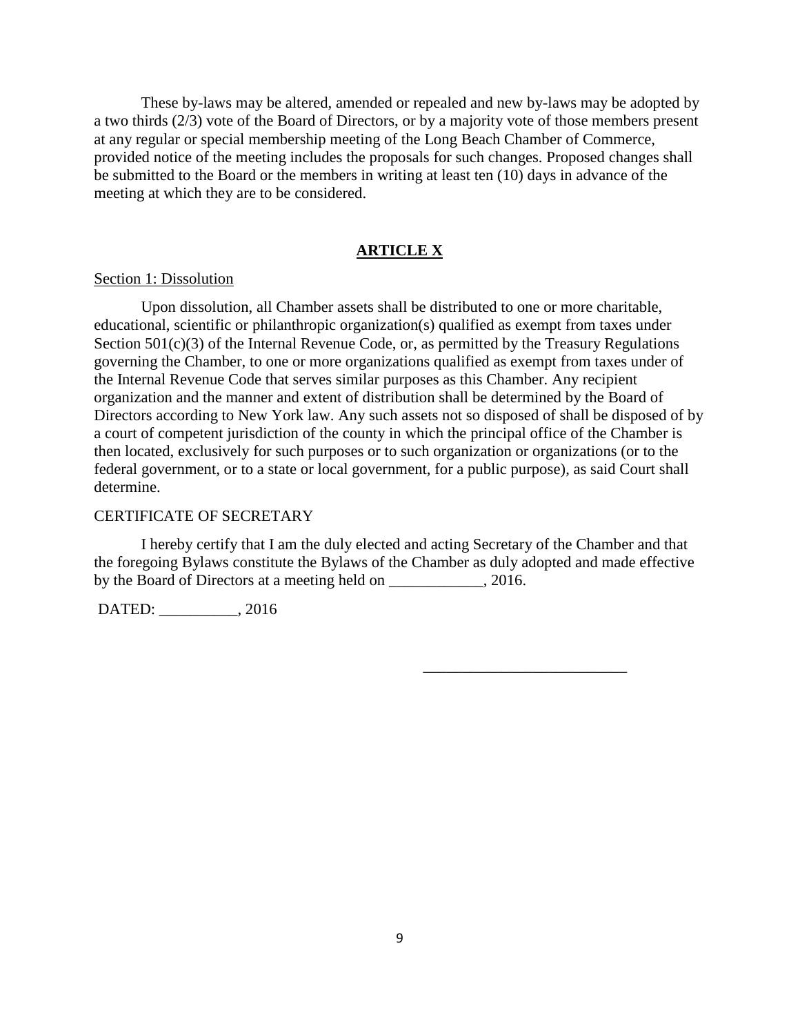These by-laws may be altered, amended or repealed and new by-laws may be adopted by a two thirds (2/3) vote of the Board of Directors, or by a majority vote of those members present at any regular or special membership meeting of the Long Beach Chamber of Commerce, provided notice of the meeting includes the proposals for such changes. Proposed changes shall be submitted to the Board or the members in writing at least ten (10) days in advance of the meeting at which they are to be considered.

## ARTICLE X

Section 1: Dissolution

Upon dissolution, all Chamber assets shall be distributed to one or more charitable, educational, scientific or philanthropic organization(s) qualified as exempt from taxes under Section 501(c)(3) of the Internal Revenue Code, or, as permitted by the Treasury Regulations governing the Chamber, to one or more organizations qualified as exempt from taxes under of the Internal Revenue Code that serves similar purposes as this Chamber. Any recipient organization and the manner and extent of distribution shall be determined by the Board of Directors according to New York law. Any such assets not so disposed of shall be disposed of by a court of competent jurisdiction of the county in which the principal office of the Chamber is then located, exclusively for such purposes or to such organization or organizations (or to the federal government, or to a state or local government, for a public purpose), as said Court shall determine.

CERTIFICATE OF SECRETARY

I hereby certify that I am the duly elected and acting Secretary of the Chamber and that the foregoing Bylaws constitute the Bylaws of the Chamber as duly adopted and made effective by the Board of Directors at a meeting held on ____________, 2016.

DATED: __________, 2016

__________________________